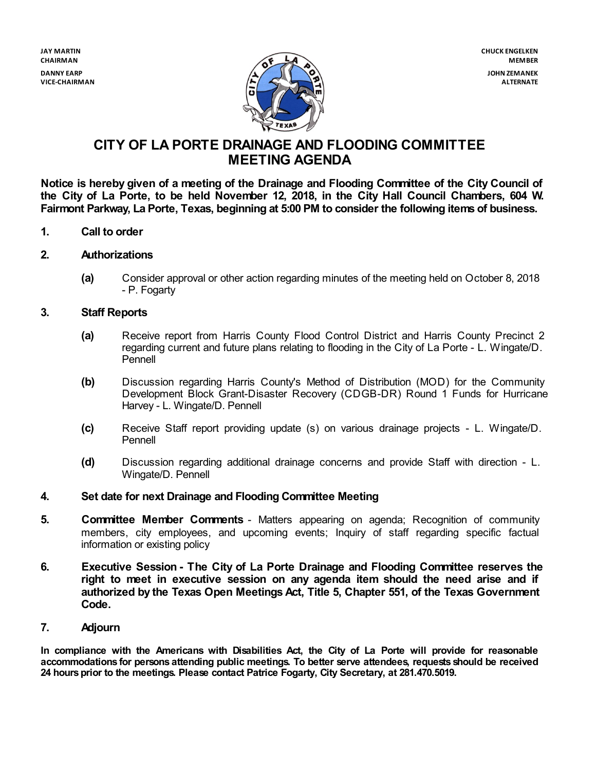JAY MARTIN
CHAIRMAN

DANNY EARP
VICE-CHAIRMAN

CHUCK ENGELKEN
MEMBER

JOHN ZEMANEK
ALTERNATE

# CITY OF LA PORTE DRAINAGE AND FLOODING COMMITTEE MEETING AGENDA

**Notice is hereby given of a meeting of the Drainage and Flooding Committee of the City Council of the City of La Porte, to be held November 12, 2018, in the City Hall Council Chambers, 604 W. Fairmont Parkway, La Porte, Texas, beginning at 5:00 PM to consider the following items of business.**

**1. Call to order**

**2. Authorizations**

- **(a)** Consider approval or other action regarding minutes of the meeting held on October 8, 2018 - P. Fogarty

**3. Staff Reports**

- **(a)** Receive report from Harris County Flood Control District and Harris County Precinct 2 regarding current and future plans relating to flooding in the City of La Porte - L. Wingate/D. Pennell
- **(b)** Discussion regarding Harris County's Method of Distribution (MOD) for the Community Development Block Grant-Disaster Recovery (CDGB-DR) Round 1 Funds for Hurricane Harvey - L. Wingate/D. Pennell
- **(c)** Receive Staff report providing update (s) on various drainage projects - L. Wingate/D. Pennell
- **(d)** Discussion regarding additional drainage concerns and provide Staff with direction - L. Wingate/D. Pennell

**4. Set date for next Drainage and Flooding Committee Meeting**

**5. Committee Member Comments** - Matters appearing on agenda; Recognition of community members, city employees, and upcoming events; Inquiry of staff regarding specific factual information or existing policy

**6. Executive Session - The City of La Porte Drainage and Flooding Committee reserves the right to meet in executive session on any agenda item should the need arise and if authorized by the Texas Open Meetings Act, Title 5, Chapter 551, of the Texas Government Code.**

**7. Adjourn**

**In compliance with the Americans with Disabilities Act, the City of La Porte will provide for reasonable accommodations for persons attending public meetings. To better serve attendees, requests should be received 24 hours prior to the meetings. Please contact Patrice Fogarty, City Secretary, at 281.470.5019.**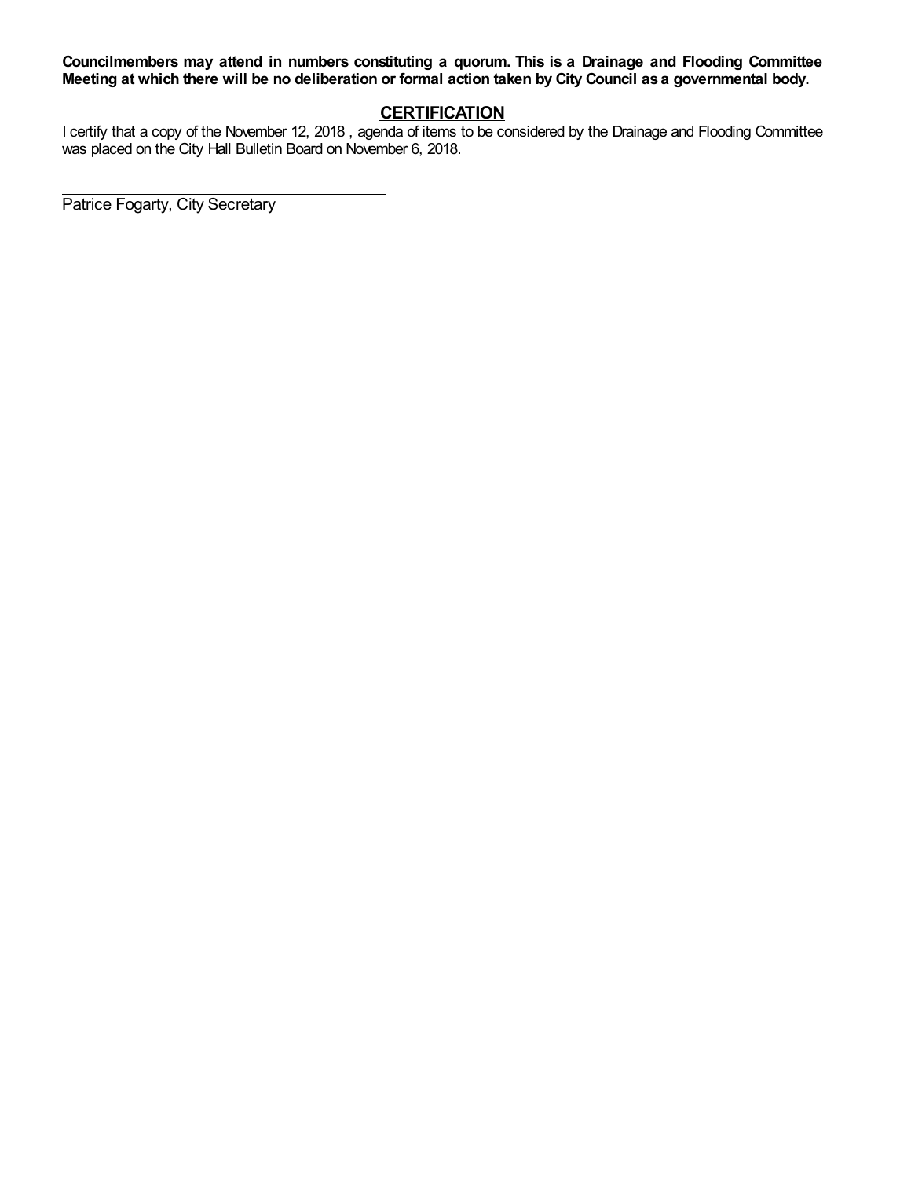**Councilmembers may attend in numbers constituting a quorum. This is a Drainage and Flooding Committee Meeting at which there will be no deliberation or formal action taken by City Council as a governmental body.**

## CERTIFICATION

I certify that a copy of the November 12, 2018 , agenda of items to be considered by the Drainage and Flooding Committee was placed on the City Hall Bulletin Board on November 6, 2018.

\_\_\_\_\_\_\_\_\_\_\_\_\_\_\_\_\_\_\_\_\_\_\_\_\_\_\_\_\_\_\_\_\_\_\_\_\_\_\_\_

Patrice Fogarty, City Secretary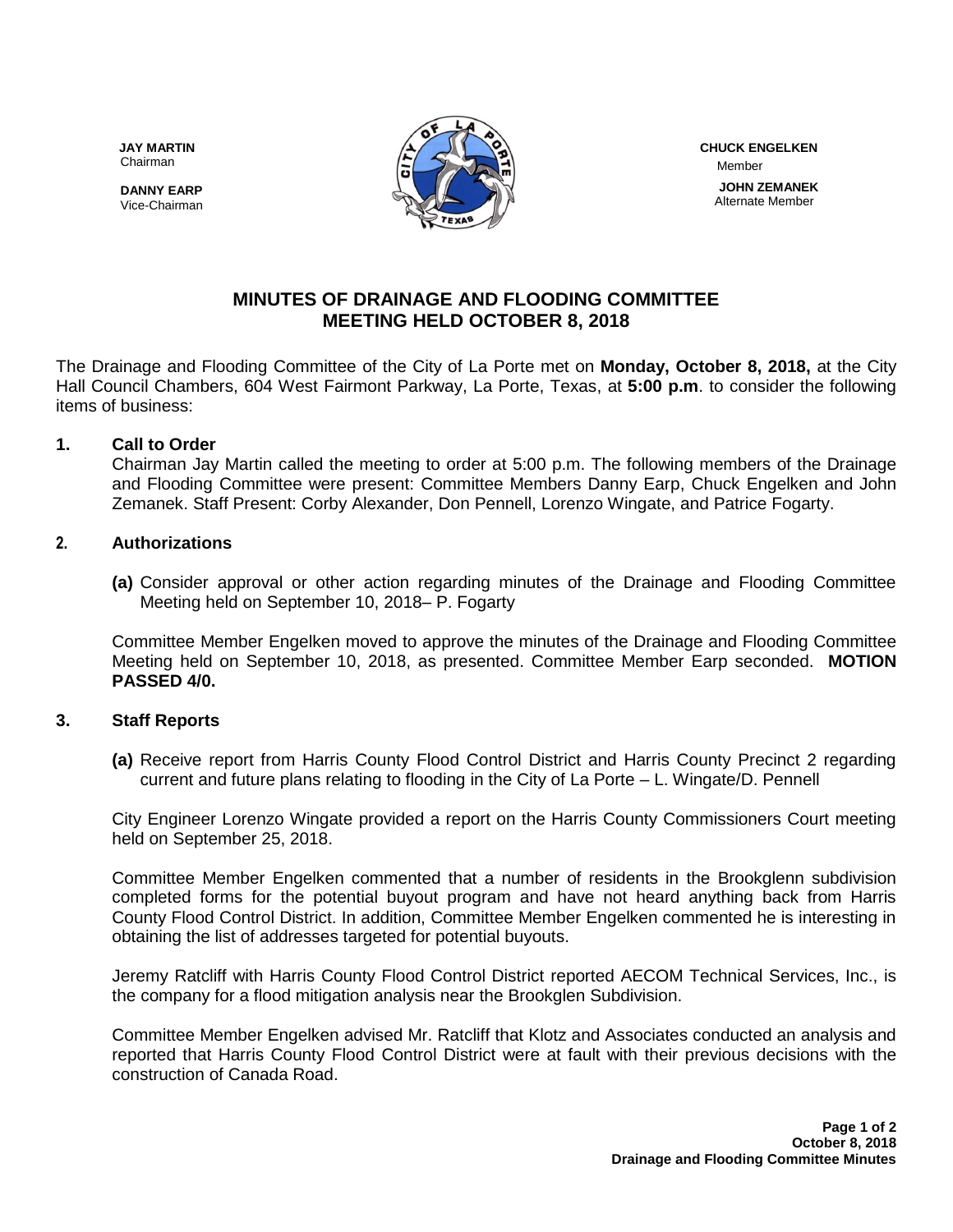JAY MARTIN
Chairman

DANNY EARP
Vice-Chairman

CHUCK ENGELKEN
Member

JOHN ZEMANEK
Alternate Member

# MINUTES OF DRAINAGE AND FLOODING COMMITTEE MEETING HELD OCTOBER 8, 2018

The Drainage and Flooding Committee of the City of La Porte met on **Monday, October 8, 2018,** at the City Hall Council Chambers, 604 West Fairmont Parkway, La Porte, Texas, at **5:00 p.m**. to consider the following items of business:

**1. Call to Order**

Chairman Jay Martin called the meeting to order at 5:00 p.m. The following members of the Drainage and Flooding Committee were present: Committee Members Danny Earp, Chuck Engelken and John Zemanek. Staff Present: Corby Alexander, Don Pennell, Lorenzo Wingate, and Patrice Fogarty.

**2. Authorizations**

**(a)** Consider approval or other action regarding minutes of the Drainage and Flooding Committee Meeting held on September 10, 2018– P. Fogarty

Committee Member Engelken moved to approve the minutes of the Drainage and Flooding Committee Meeting held on September 10, 2018, as presented. Committee Member Earp seconded. **MOTION PASSED 4/0.**

**3. Staff Reports**

**(a)** Receive report from Harris County Flood Control District and Harris County Precinct 2 regarding current and future plans relating to flooding in the City of La Porte – L. Wingate/D. Pennell

City Engineer Lorenzo Wingate provided a report on the Harris County Commissioners Court meeting held on September 25, 2018.

Committee Member Engelken commented that a number of residents in the Brookglenn subdivision completed forms for the potential buyout program and have not heard anything back from Harris County Flood Control District. In addition, Committee Member Engelken commented he is interesting in obtaining the list of addresses targeted for potential buyouts.

Jeremy Ratcliff with Harris County Flood Control District reported AECOM Technical Services, Inc., is the company for a flood mitigation analysis near the Brookglen Subdivision.

Committee Member Engelken advised Mr. Ratcliff that Klotz and Associates conducted an analysis and reported that Harris County Flood Control District were at fault with their previous decisions with the construction of Canada Road.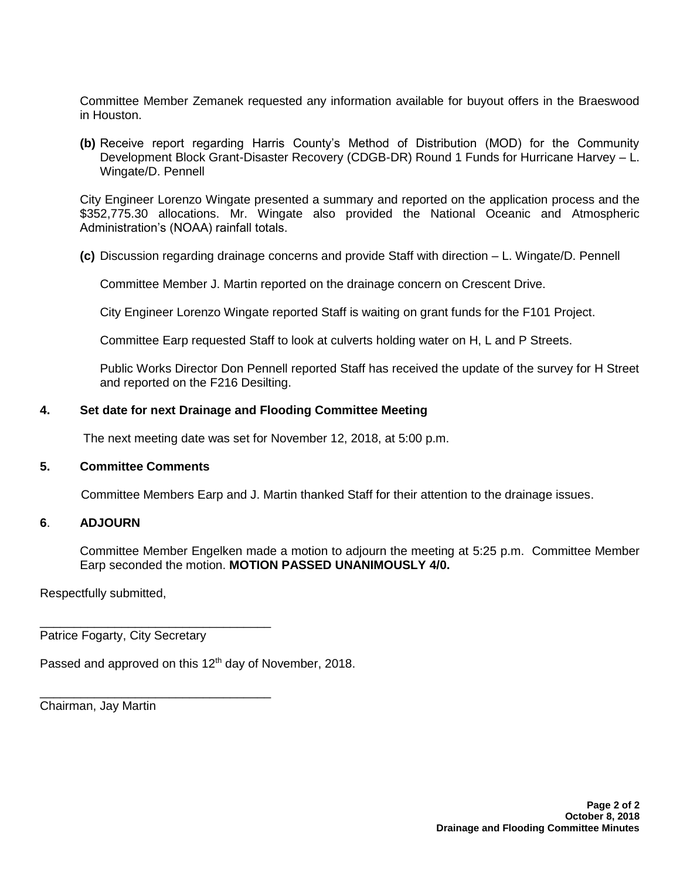Committee Member Zemanek requested any information available for buyout offers in the Braeswood in Houston.

**(b)** Receive report regarding Harris County's Method of Distribution (MOD) for the Community Development Block Grant-Disaster Recovery (CDGB-DR) Round 1 Funds for Hurricane Harvey – L. Wingate/D. Pennell

City Engineer Lorenzo Wingate presented a summary and reported on the application process and the $352,775.30 allocations. Mr. Wingate also provided the National Oceanic and Atmospheric Administration's (NOAA) rainfall totals.

**(c)** Discussion regarding drainage concerns and provide Staff with direction – L. Wingate/D. Pennell

Committee Member J. Martin reported on the drainage concern on Crescent Drive.

City Engineer Lorenzo Wingate reported Staff is waiting on grant funds for the F101 Project.

Committee Earp requested Staff to look at culverts holding water on H, L and P Streets.

Public Works Director Don Pennell reported Staff has received the update of the survey for H Street and reported on the F216 Desilting.

**4. Set date for next Drainage and Flooding Committee Meeting**

The next meeting date was set for November 12, 2018, at 5:00 p.m.

**5. Committee Comments**

Committee Members Earp and J. Martin thanked Staff for their attention to the drainage issues.

**6. ADJOURN**

Committee Member Engelken made a motion to adjourn the meeting at 5:25 p.m. Committee Member Earp seconded the motion. **MOTION PASSED UNANIMOUSLY 4/0.**

Respectfully submitted,

___________________________________
Patrice Fogarty, City Secretary

Passed and approved on this 12th day of November, 2018.

___________________________________
Chairman, Jay Martin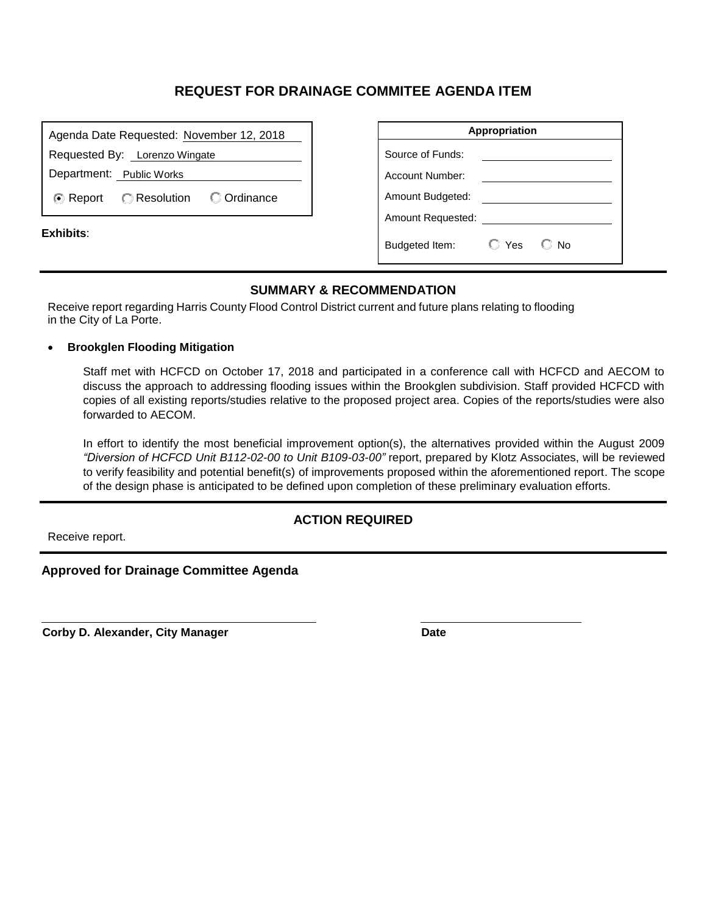# REQUEST FOR DRAINAGE COMMITEE AGENDA ITEM

Agenda Date Requested: November 12, 2018

Requested By: Lorenzo Wingate

Department: Public Works

(●) Report ( ) Resolution ( ) Ordinance

**Exhibits**:

| **Appropriation** | |
|---|---|
| Source of Funds: | |
| Account Number: | |
| Amount Budgeted: | |
| Amount Requested: | |
| Budgeted Item: | ( ) Yes ( ) No |

## SUMMARY & RECOMMENDATION

Receive report regarding Harris County Flood Control District current and future plans relating to flooding in the City of La Porte.

- **Brookglen Flooding Mitigation**

  Staff met with HCFCD on October 17, 2018 and participated in a conference call with HCFCD and AECOM to discuss the approach to addressing flooding issues within the Brookglen subdivision. Staff provided HCFCD with copies of all existing reports/studies relative to the proposed project area. Copies of the reports/studies were also forwarded to AECOM.

  In effort to identify the most beneficial improvement option(s), the alternatives provided within the August 2009 *"Diversion of HCFCD Unit B112-02-00 to Unit B109-03-00"* report, prepared by Klotz Associates, will be reviewed to verify feasibility and potential benefit(s) of improvements proposed within the aforementioned report. The scope of the design phase is anticipated to be defined upon completion of these preliminary evaluation efforts.

## ACTION REQUIRED

Receive report.

**Approved for Drainage Committee Agenda**

**Corby D. Alexander, City Manager** **Date**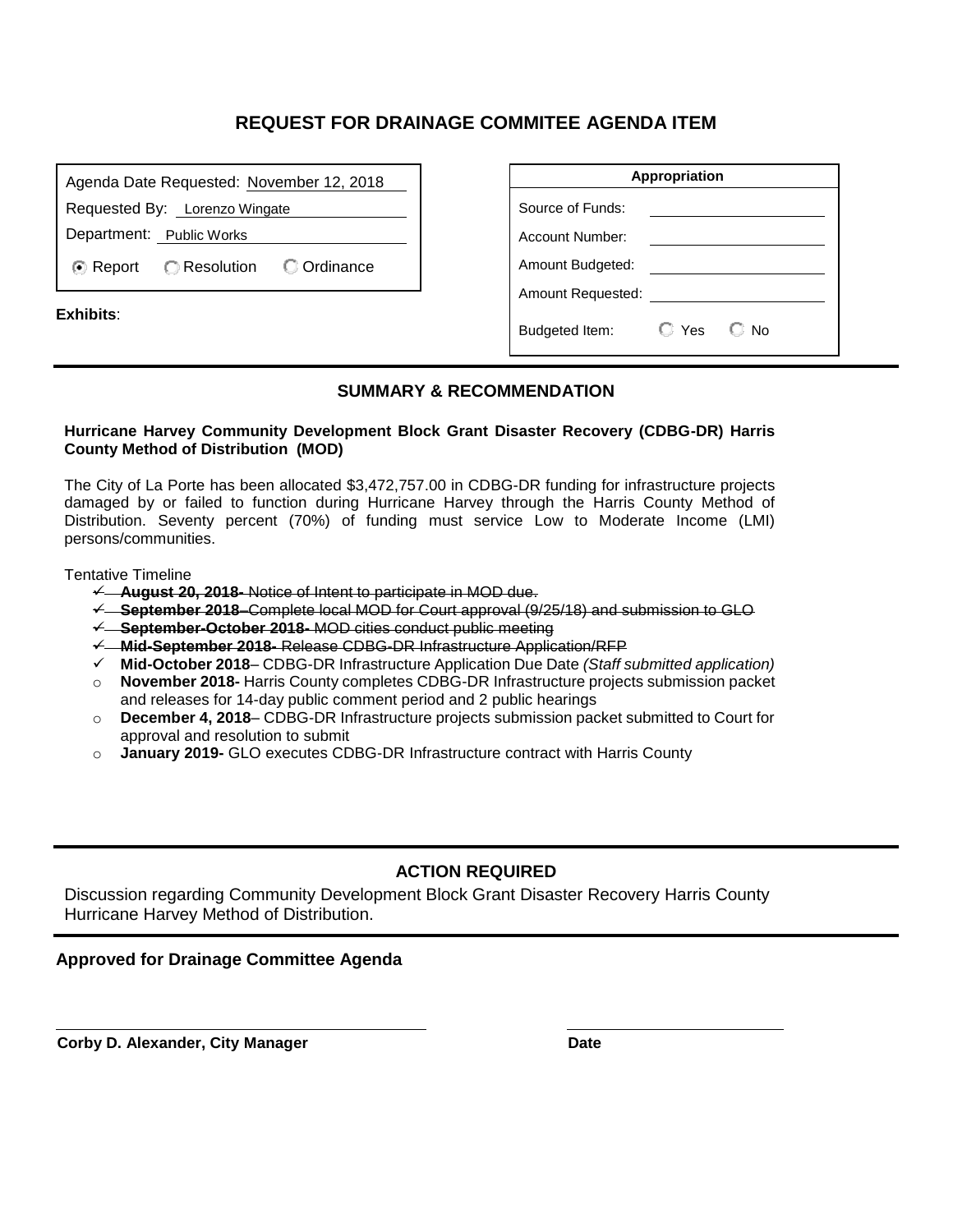# REQUEST FOR DRAINAGE COMMITEE AGENDA ITEM

Agenda Date Requested: November 12, 2018

Requested By: Lorenzo Wingate

Department: Public Works

◉ Report ○ Resolution ○ Ordinance

**Exhibits**:

| Appropriation | |
|---|---|
| Source of Funds: | |
| Account Number: | |
| Amount Budgeted: | |
| Amount Requested: | |
| Budgeted Item: | ○ Yes ○ No |

## SUMMARY & RECOMMENDATION

**Hurricane Harvey Community Development Block Grant Disaster Recovery (CDBG-DR) Harris County Method of Distribution (MOD)**

The City of La Porte has been allocated $3,472,757.00 in CDBG-DR funding for infrastructure projects damaged by or failed to function during Hurricane Harvey through the Harris County Method of Distribution. Seventy percent (70%) of funding must service Low to Moderate Income (LMI) persons/communities.

Tentative Timeline

- ✓ ~~**August 20, 2018-** Notice of Intent to participate in MOD due.~~
- ✓ ~~**September 2018–**Complete local MOD for Court approval (9/25/18) and submission to GLO~~
- ✓ ~~**September-October 2018-** MOD cities conduct public meeting~~
- ✓ ~~**Mid-September 2018-** Release CDBG-DR Infrastructure Application/RFP~~
- ✓ **Mid-October 2018**– CDBG-DR Infrastructure Application Due Date *(Staff submitted application)*
- o **November 2018-** Harris County completes CDBG-DR Infrastructure projects submission packet and releases for 14-day public comment period and 2 public hearings
- o **December 4, 2018**– CDBG-DR Infrastructure projects submission packet submitted to Court for approval and resolution to submit
- o **January 2019-** GLO executes CDBG-DR Infrastructure contract with Harris County

## ACTION REQUIRED

Discussion regarding Community Development Block Grant Disaster Recovery Harris County Hurricane Harvey Method of Distribution.

**Approved for Drainage Committee Agenda**

**Corby D. Alexander, City Manager** **Date**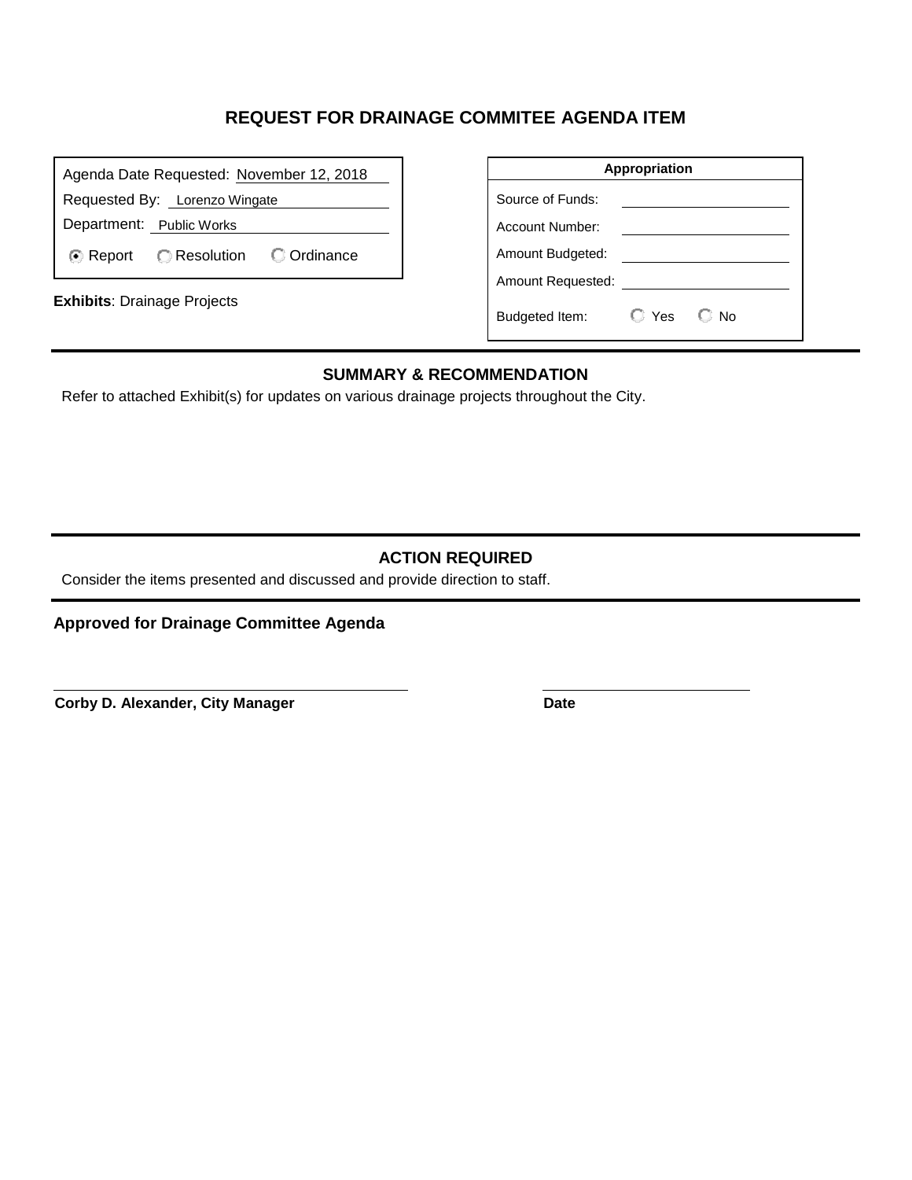# REQUEST FOR DRAINAGE COMMITEE AGENDA ITEM

Agenda Date Requested: November 12, 2018

Requested By: Lorenzo Wingate

Department: Public Works

- [x] Report
- [ ] Resolution
- [ ] Ordinance

**Exhibits**: Drainage Projects

| Appropriation | |
|---|---|
| Source of Funds: | |
| Account Number: | |
| Amount Budgeted: | |
| Amount Requested: | |
| Budgeted Item: | ☐ Yes ☐ No |

## SUMMARY & RECOMMENDATION

Refer to attached Exhibit(s) for updates on various drainage projects throughout the City.

## ACTION REQUIRED

Consider the items presented and discussed and provide direction to staff.

**Approved for Drainage Committee Agenda**

**Corby D. Alexander, City Manager** **Date**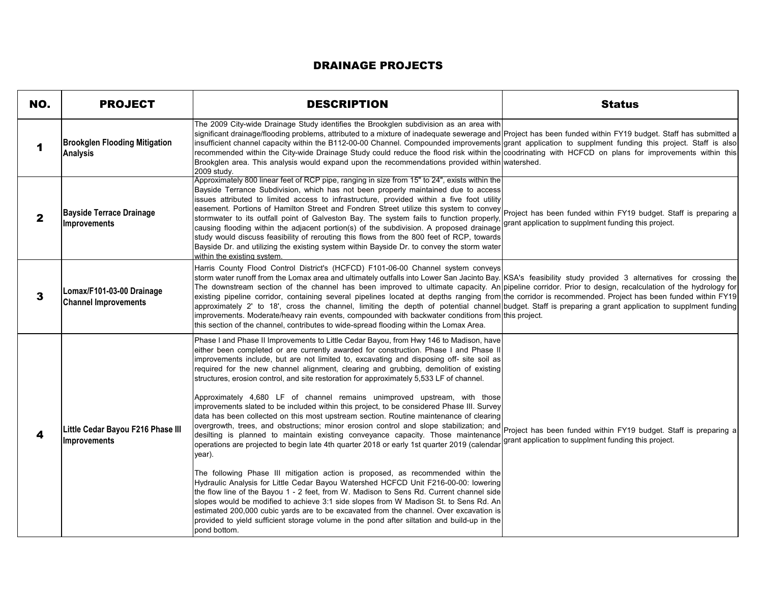# DRAINAGE PROJECTS

| NO. | PROJECT | DESCRIPTION | Status |
|---|---|---|---|
| 1 | **Brookglen Flooding Mitigation Analysis** | The 2009 City-wide Drainage Study identifies the Brookglen subdivision as an area with significant drainage/flooding problems, attributed to a mixture of inadequate sewerage and insufficient channel capacity within the B112-00-00 Channel. Compounded improvements recommended within the City-wide Drainage Study could reduce the flood risk within the Brookglen area. This analysis would expand upon the recommendations provided within 2009 study. | Project has been funded within FY19 budget. Staff has submitted a grant application to supplment funding this project. Staff is also coodrinating with HCFCD on plans for improvements within this watershed. |
| 2 | **Bayside Terrace Drainage Improvements** | Approximately 800 linear feet of RCP pipe, ranging in size from 15" to 24", exists within the Bayside Terrace Subdivision, which has not been properly maintained due to access issues attributed to limited access to infrastructure, provided within a five foot utility easement. Portions of Hamilton Street and Fondren Street utilize this system to convey stormwater to its outfall point of Galveston Bay. The system fails to function properly, causing flooding within the adjacent portion(s) of the subdivision. A proposed drainage study would discuss feasibility of rerouting this flows from the 800 feet of RCP, towards Bayside Dr. and utilizing the existing system within Bayside Dr. to convey the storm water within the existing system. | Project has been funded within FY19 budget. Staff is preparing a grant application to supplment funding this project. |
| 3 | **Lomax/F101-03-00 Drainage Channel Improvements** | Harris County Flood Control District's (HCFCD) F101-06-00 Channel system conveys storm water runoff from the Lomax area and ultimately outfalls into Lower San Jacinto Bay. The downstream section of the channel has been improved to ultimate capacity. An existing pipeline corridor, containing several pipelines located at depths ranging from approximately 2' to 18', cross the channel, limiting the depth of potential channel improvements. Moderate/heavy rain events, compounded with backwater conditions from this section of the channel, contributes to wide-spread flooding within the Lomax Area. | KSA's feasibility study provided 3 alternatives for crossing the pipeline corridor. Prior to design, recalculation of the hydrology for the corridor is recommended. Project has been funded within FY19 budget. Staff is preparing a grant application to supplment funding this project. |
| 4 | **Little Cedar Bayou F216 Phase III Improvements** | Phase I and Phase II Improvements to Little Cedar Bayou, from Hwy 146 to Madison, have either been completed or are currently awarded for construction. Phase I and Phase II improvements include, but are not limited to, excavating and disposing off- site soil as required for the new channel alignment, clearing and grubbing, demolition of existing structures, erosion control, and site restoration for approximately 5,533 LF of channel.<br><br>Approximately 4,680 LF of channel remains unimproved upstream, with those improvements slated to be included within this project, to be considered Phase III. Survey data has been collected on this most upstream section. Routine maintenance of clearing overgrowth, trees, and obstructions; minor erosion control and slope stabilization; and desilting is planned to maintain existing conveyance capacity. Those maintenance operations are projected to begin late 4th quarter 2018 or early 1st quarter 2019 (calendar year).<br><br>The following Phase III mitigation action is proposed, as recommended within the Hydraulic Analysis for Little Cedar Bayou Watershed HCFCD Unit F216-00-00: lowering the flow line of the Bayou 1 - 2 feet, from W. Madison to Sens Rd. Current channel side slopes would be modified to achieve 3:1 side slopes from W Madison St. to Sens Rd. An estimated 200,000 cubic yards are to be excavated from the channel. Over excavation is provided to yield sufficient storage volume in the pond after siltation and build-up in the pond bottom. | Project has been funded within FY19 budget. Staff is preparing a grant application to supplment funding this project. |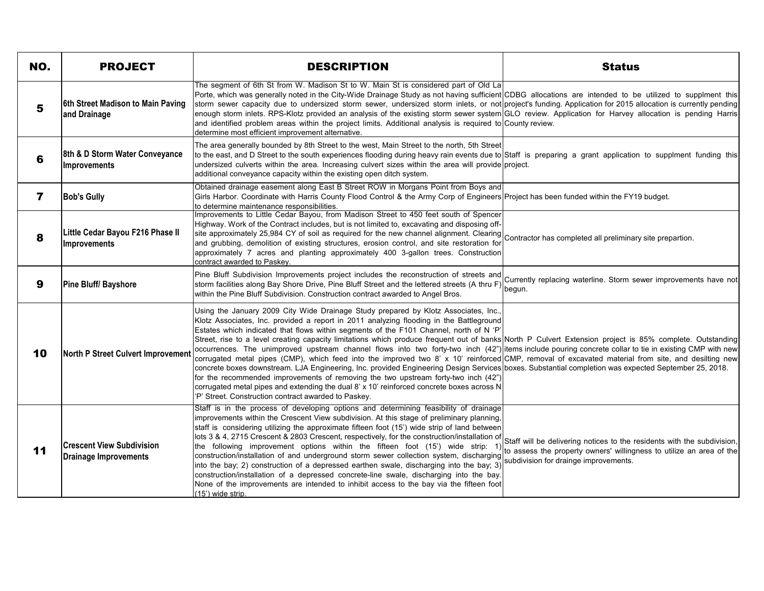| NO. | PROJECT | DESCRIPTION | Status |
|---|---|---|---|
| 5 | 6th Street Madison to Main Paving and Drainage | The segment of 6th St from W. Madison St to W. Main St is considered part of Old La Porte, which was generally noted in the City-Wide Drainage Study as not having sufficient storm sewer capacity due to undersized storm sewer, undersized storm inlets, or not enough storm inlets. RPS-Klotz provided an analysis of the existing storm sewer system and identified problem areas within the project limits. Additional analysis is required to determine most efficient improvement alternative. | CDBG allocations are intended to be utilized to supplment this project's funding. Application for 2015 allocation is currently pending GLO review. Application for Harvey allocation is pending Harris County review. |
| 6 | 8th & D Storm Water Conveyance Improvements | The area generally bounded by 8th Street to the west, Main Street to the north, 5th Street to the east, and D Street to the south experiences flooding during heavy rain events due to undersized culverts within the area. Increasing culvert sizes within the area will provide additional conveyance capacity within the existing open ditch system. | Staff is preparing a grant application to supplment funding this project. |
| 7 | Bob's Gully | Obtained drainage easement along East B Street ROW in Morgans Point from Boys and Girls Harbor. Coordinate with Harris County Flood Control & the Army Corp of Engineers to determine maintenance responsibilities. | Project has been funded within the FY19 budget. |
| 8 | Little Cedar Bayou F216 Phase II Improvements | Improvements to Little Cedar Bayou, from Madison Street to 450 feet south of Spencer Highway. Work of the Contract includes, but is not limited to, excavating and disposing off-site approximately 25,984 CY of soil as required for the new channel alignment. Clearing and grubbing, demolition of existing structures, erosion control, and site restoration for approximately 7 acres and planting approximately 400 3-gallon trees. Construction contract awarded to Paskey. | Contractor has completed all preliminary site prepartion. |
| 9 | Pine Bluff/ Bayshore | Pine Bluff Subdivision Improvements project includes the reconstruction of streets and storm facilities along Bay Shore Drive, Pine Bluff Street and the lettered streets (A thru F) within the Pine Bluff Subdivision. Construction contract awarded to Angel Bros. | Currently replacing waterline. Storm sewer improvements have not begun. |
| 10 | North P Street Culvert Improvement | Using the January 2009 City Wide Drainage Study prepared by Klotz Associates, Inc., Klotz Associates, Inc. provided a report in 2011 analyzing flooding in the Battleground Estates which indicated that flows within segments of the F101 Channel, north of N 'P' Street, rise to a level creating capacity limitations which produce frequent out of banks occurrences. The unimproved upstream channel flows into two forty-two inch (42") corrugated metal pipes (CMP), which feed into the improved two 8' x 10' reinforced concrete boxes downstream. LJA Engineering, Inc. provided Engineering Design Services for the recommended improvements of removing the two upstream forty-two inch (42") corrugated metal pipes and extending the dual 8' x 10' reinforced concrete boxes across N 'P' Street. Construction contract awarded to Paskey. | North P Culvert Extension project is 85% complete. Outstanding items include pouring concrete collar to tie in existing CMP with new CMP, removal of excavated material from site, and desilting new boxes. Substantial completion was expected September 25, 2018. |
| 11 | Crescent View Subdivision Drainage Improvements | Staff is in the process of developing options and determining feasibility of drainage improvements within the Crescent View subdivision. At this stage of preliminary planning, staff is considering utilizing the approximate fifteen foot (15') wide strip of land between lots 3 & 4, 2715 Crescent & 2803 Crescent, respectively, for the construction/installation of the following improvement options within the fifteen foot (15') wide strip: 1) construction/installation of and underground storm sewer collection system, discharging into the bay; 2) construction of a depressed earthen swale, discharging into the bay; 3) construction/installation of a depressed concrete-line swale, discharging into the bay. None of the improvements are intended to inhibit access to the bay via the fifteen foot (15') wide strip. | Staff will be delivering notices to the residents with the subdivision, to assess the property owners' willingness to utilize an area of the subdivision for drainge improvements. |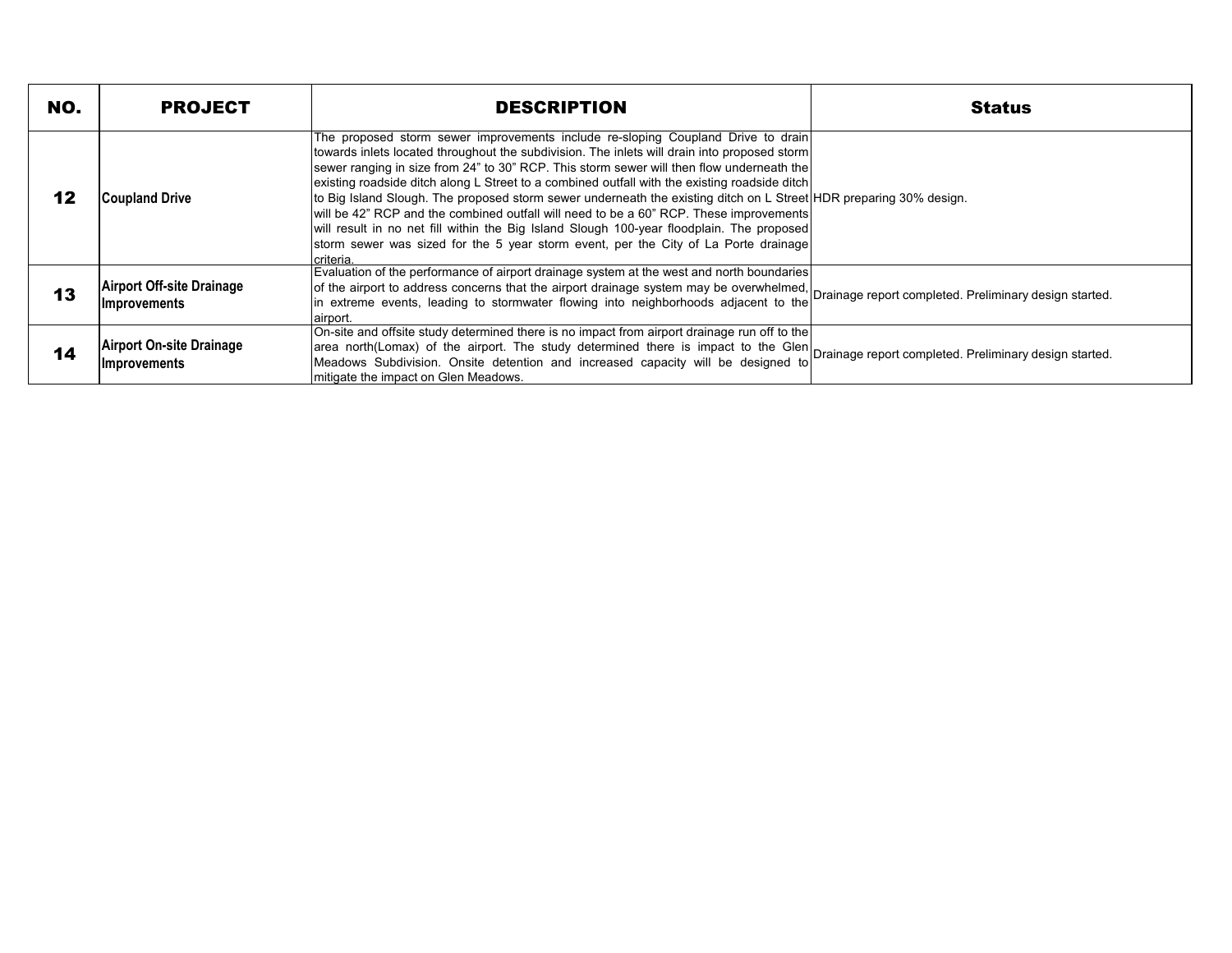| NO. | PROJECT | DESCRIPTION | Status |
|---|---|---|---|
| **12** | **Coupland Drive** | The proposed storm sewer improvements include re-sloping Coupland Drive to drain towards inlets located throughout the subdivision. The inlets will drain into proposed storm sewer ranging in size from 24” to 30” RCP. This storm sewer will then flow underneath the existing roadside ditch along L Street to a combined outfall with the existing roadside ditch to Big Island Slough. The proposed storm sewer underneath the existing ditch on L Street will be 42” RCP and the combined outfall will need to be a 60” RCP. These improvements will result in no net fill within the Big Island Slough 100-year floodplain. The proposed storm sewer was sized for the 5 year storm event, per the City of La Porte drainage criteria. | HDR preparing 30% design. |
| **13** | **Airport Off-site Drainage Improvements** | Evaluation of the performance of airport drainage system at the west and north boundaries of the airport to address concerns that the airport drainage system may be overwhelmed, in extreme events, leading to stormwater flowing into neighborhoods adjacent to the airport. | Drainage report completed. Preliminary design started. |
| **14** | **Airport On-site Drainage Improvements** | On-site and offsite study determined there is no impact from airport drainage run off to the area north(Lomax) of the airport. The study determined there is impact to the Glen Meadows Subdivision. Onsite detention and increased capacity will be designed to mitigate the impact on Glen Meadows. | Drainage report completed. Preliminary design started. |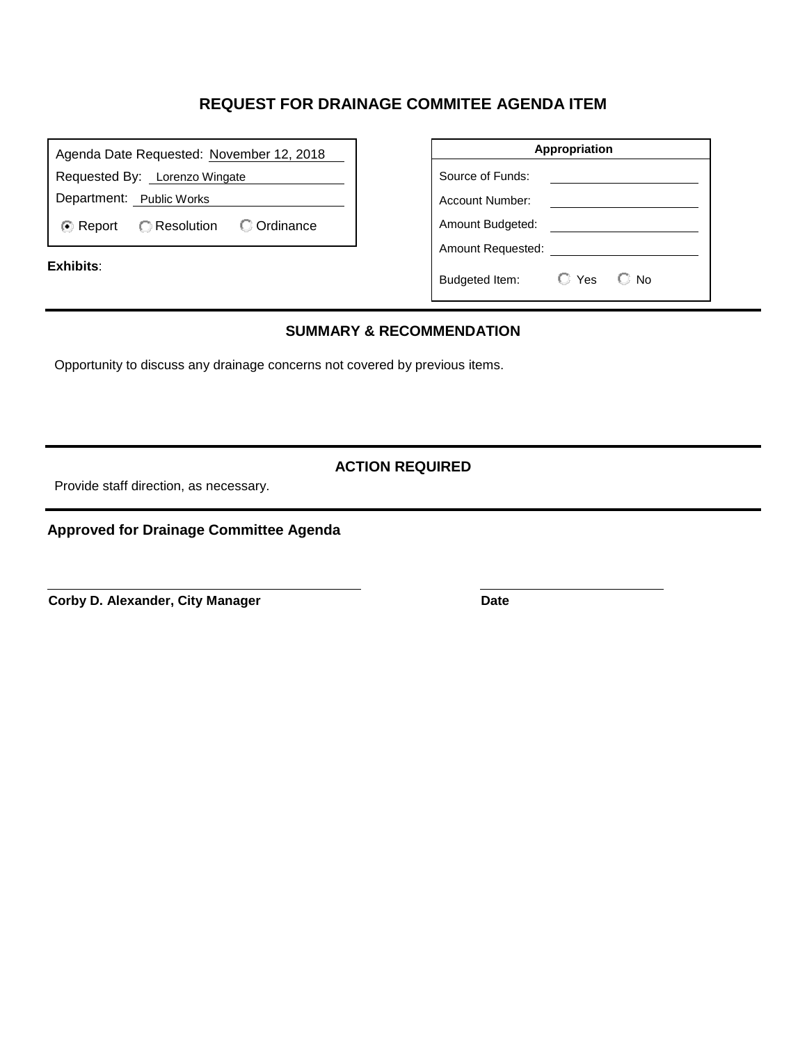# REQUEST FOR DRAINAGE COMMITEE AGENDA ITEM

Agenda Date Requested: November 12, 2018

Requested By: Lorenzo Wingate

Department: Public Works

◉ Report ○ Resolution ○ Ordinance

**Exhibits**:

| **Appropriation** | |
|---|---|
| Source of Funds: | |
| Account Number: | |
| Amount Budgeted: | |
| Amount Requested: | |
| Budgeted Item: | ○ Yes ○ No |

## SUMMARY & RECOMMENDATION

Opportunity to discuss any drainage concerns not covered by previous items.

## ACTION REQUIRED

Provide staff direction, as necessary.

**Approved for Drainage Committee Agenda**

**Corby D. Alexander, City Manager** **Date**